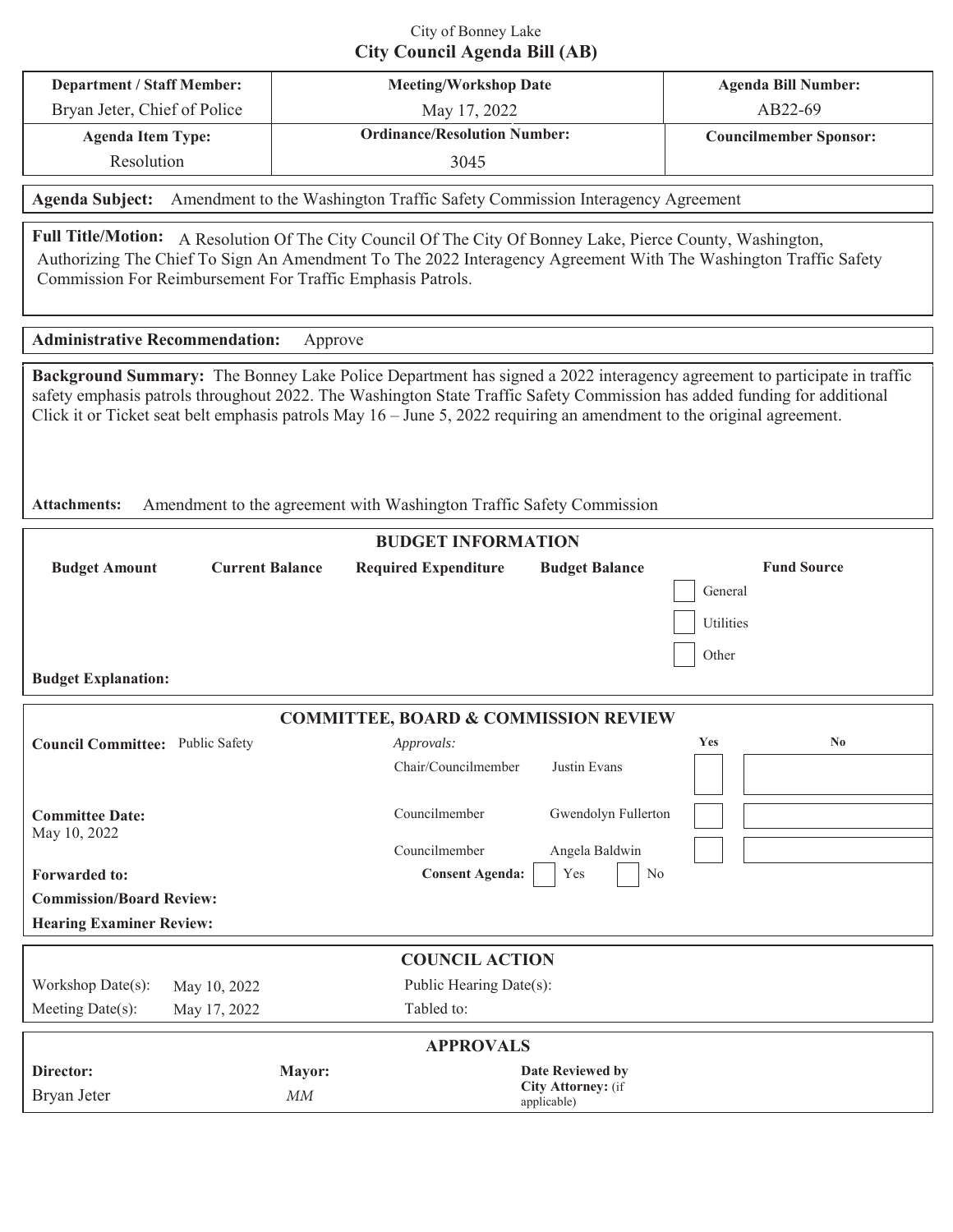City of Bonney Lake

# City Council Agenda Bill (AB)

| Department / Staff Member: | Meeting/Workshop Date | Agenda Bill Number: |
|---|---|---|
| Bryan Jeter, Chief of Police | May 17, 2022 | AB22-69 |
| **Agenda Item Type:** | **Ordinance/Resolution Number:** | **Councilmember Sponsor:** |
| Resolution | 3045 | |

**Agenda Subject:** Amendment to the Washington Traffic Safety Commission Interagency Agreement

**Full Title/Motion:** A Resolution Of The City Council Of The City Of Bonney Lake, Pierce County, Washington, Authorizing The Chief To Sign An Amendment To The 2022 Interagency Agreement With The Washington Traffic Safety Commission For Reimbursement For Traffic Emphasis Patrols.

**Administrative Recommendation:** Approve

**Background Summary:** The Bonney Lake Police Department has signed a 2022 interagency agreement to participate in traffic safety emphasis patrols throughout 2022. The Washington State Traffic Safety Commission has added funding for additional Click it or Ticket seat belt emphasis patrols May 16 – June 5, 2022 requiring an amendment to the original agreement.

**Attachments:** Amendment to the agreement with Washington Traffic Safety Commission

## BUDGET INFORMATION

| Budget Amount | Current Balance | Required Expenditure | Budget Balance | Fund Source |
|---|---|---|---|---|
| | | | | ☐ General |
| | | | | ☐ Utilities |
| | | | | ☐ Other |

**Budget Explanation:**

## COMMITTEE, BOARD & COMMISSION REVIEW

**Council Committee:** Public Safety

*Approvals:*

| | | Yes | No |
|---|---|---|---|
| Chair/Councilmember | Justin Evans | | |
| Councilmember | Gwendolyn Fullerton | | |
| Councilmember | Angela Baldwin | | |

**Committee Date:** May 10, 2022

**Forwarded to:**

**Consent Agenda:** ☐ Yes ☐ No

**Commission/Board Review:**

**Hearing Examiner Review:**

## COUNCIL ACTION

| | | | |
|---|---|---|---|
| Workshop Date(s): | May 10, 2022 | Public Hearing Date(s): | |
| Meeting Date(s): | May 17, 2022 | Tabled to: | |

## APPROVALS

| Director: | Mayor: | Date Reviewed by City Attorney: (if applicable) |
|---|---|---|
| Bryan Jeter | *MM* | |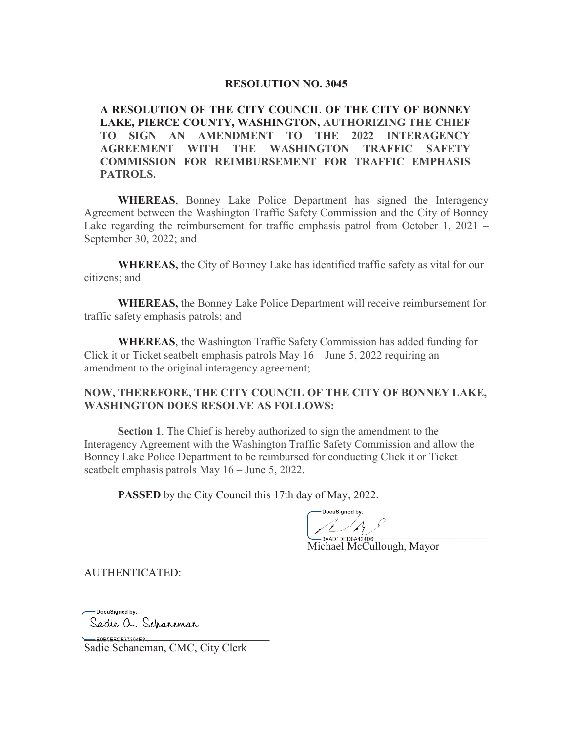# RESOLUTION NO. 3045

**A RESOLUTION OF THE CITY COUNCIL OF THE CITY OF BONNEY LAKE, PIERCE COUNTY, WASHINGTON, AUTHORIZING THE CHIEF TO SIGN AN AMENDMENT TO THE 2022 INTERAGENCY AGREEMENT WITH THE WASHINGTON TRAFFIC SAFETY COMMISSION FOR REIMBURSEMENT FOR TRAFFIC EMPHASIS PATROLS.**

**WHEREAS**, Bonney Lake Police Department has signed the Interagency Agreement between the Washington Traffic Safety Commission and the City of Bonney Lake regarding the reimbursement for traffic emphasis patrol from October 1, 2021 – September 30, 2022; and

**WHEREAS,** the City of Bonney Lake has identified traffic safety as vital for our citizens; and

**WHEREAS,** the Bonney Lake Police Department will receive reimbursement for traffic safety emphasis patrols; and

**WHEREAS**, the Washington Traffic Safety Commission has added funding for Click it or Ticket seatbelt emphasis patrols May 16 – June 5, 2022 requiring an amendment to the original interagency agreement;

**NOW, THEREFORE, THE CITY COUNCIL OF THE CITY OF BONNEY LAKE, WASHINGTON DOES RESOLVE AS FOLLOWS:**

**Section 1**. The Chief is hereby authorized to sign the amendment to the Interagency Agreement with the Washington Traffic Safety Commission and allow the Bonney Lake Police Department to be reimbursed for conducting Click it or Ticket seatbelt emphasis patrols May 16 – June 5, 2022.

**PASSED** by the City Council this 17th day of May, 2022.

DocuSigned by:

3AAD1DEDBA424D6...

Michael McCullough, Mayor

AUTHENTICATED:

DocuSigned by:

Sadie A. Schaneman

E0B5EFCF37394F8...

Sadie Schaneman, CMC, City Clerk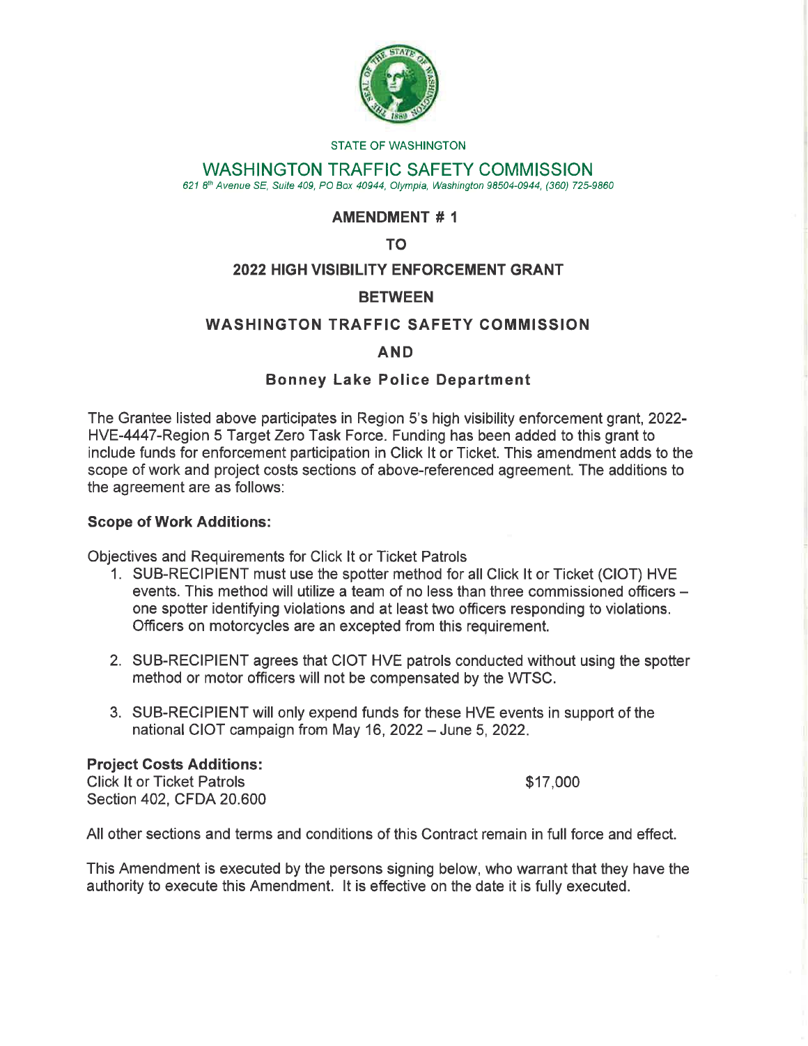STATE OF WASHINGTON

# WASHINGTON TRAFFIC SAFETY COMMISSION

*621 8th Avenue SE, Suite 409, PO Box 40944, Olympia, Washington 98504-0944, (360) 725-9860*

**AMENDMENT # 1**

**TO**

**2022 HIGH VISIBILITY ENFORCEMENT GRANT**

**BETWEEN**

**WASHINGTON TRAFFIC SAFETY COMMISSION**

**AND**

**Bonney Lake Police Department**

The Grantee listed above participates in Region 5's high visibility enforcement grant, 2022-HVE-4447-Region 5 Target Zero Task Force. Funding has been added to this grant to include funds for enforcement participation in Click It or Ticket. This amendment adds to the scope of work and project costs sections of above-referenced agreement. The additions to the agreement are as follows:

**Scope of Work Additions:**

Objectives and Requirements for Click It or Ticket Patrols

1. SUB-RECIPIENT must use the spotter method for all Click It or Ticket (CIOT) HVE events. This method will utilize a team of no less than three commissioned officers – one spotter identifying violations and at least two officers responding to violations. Officers on motorcycles are an excepted from this requirement.
2. SUB-RECIPIENT agrees that CIOT HVE patrols conducted without using the spotter method or motor officers will not be compensated by the WTSC.
3. SUB-RECIPIENT will only expend funds for these HVE events in support of the national CIOT campaign from May 16, 2022 – June 5, 2022.

**Project Costs Additions:**

Click It or Ticket Patrols — $17,000
Section 402, CFDA 20.600

All other sections and terms and conditions of this Contract remain in full force and effect.

This Amendment is executed by the persons signing below, who warrant that they have the authority to execute this Amendment. It is effective on the date it is fully executed.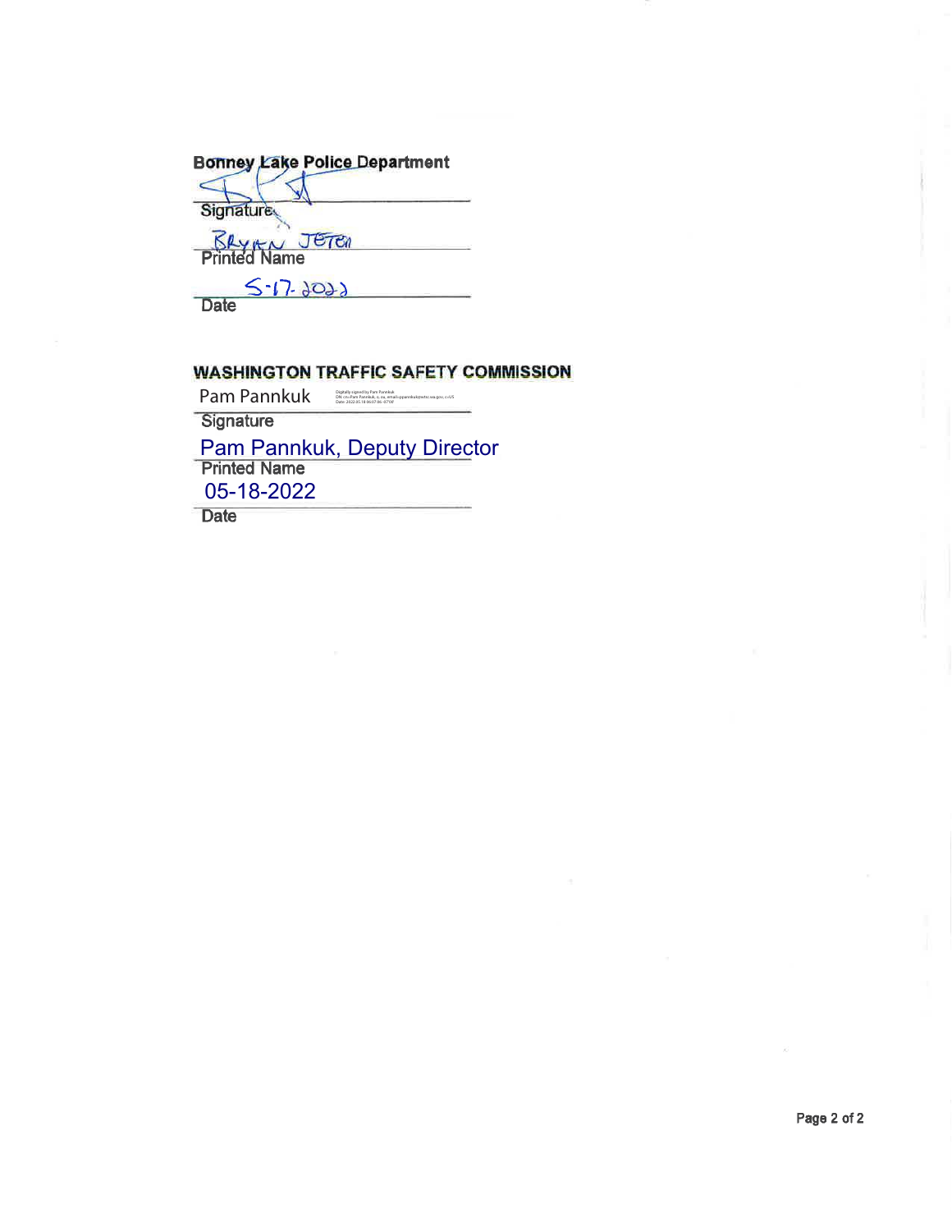**Bonney Lake Police Department**

______________________

Signature

BRYAN JETER

Printed Name

5-17-2022

Date

**WASHINGTON TRAFFIC SAFETY COMMISSION**

Pam Pannkuk

Signature

Pam Pannkuk, Deputy Director

Printed Name

05-18-2022

Date